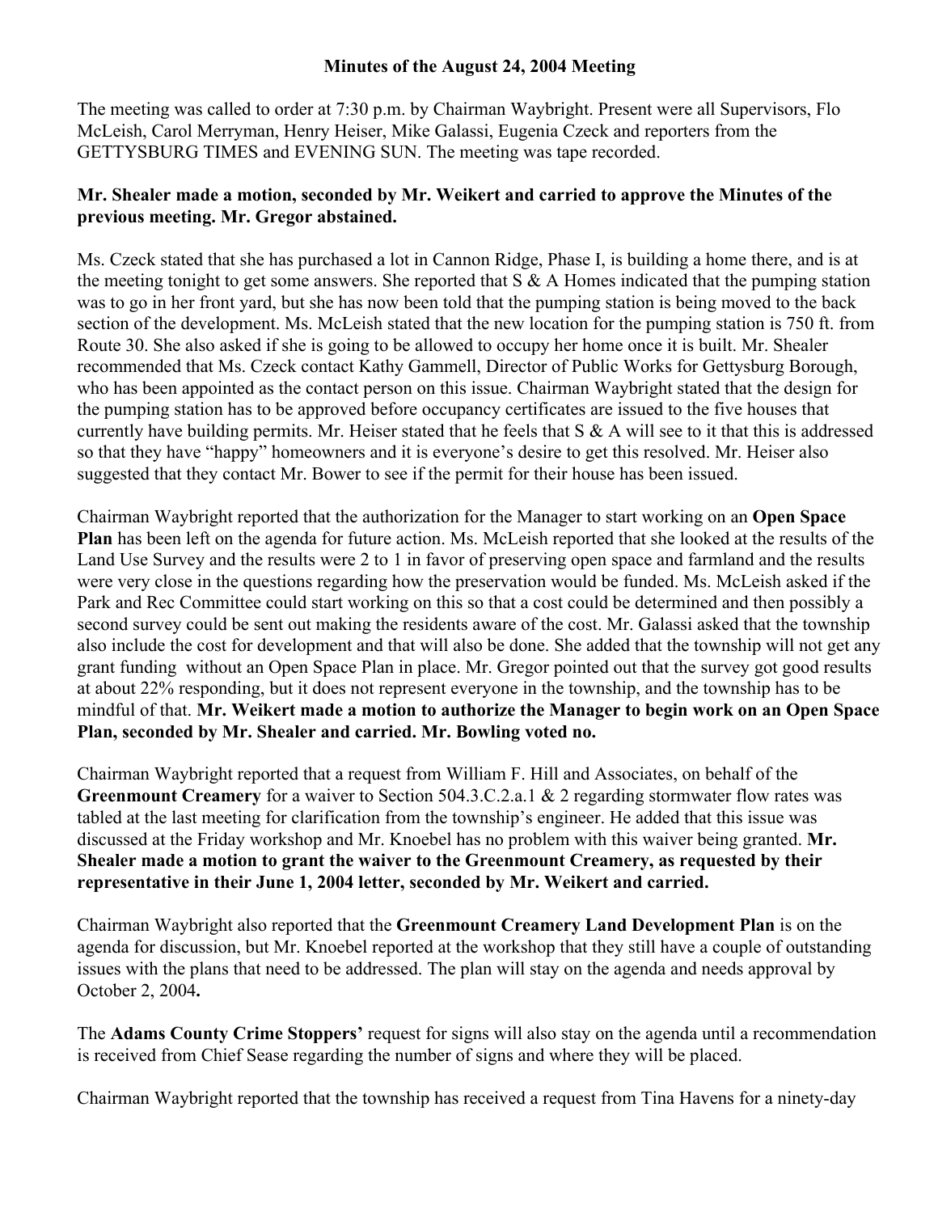**Minutes of the August 24, 2004 Meeting**

The meeting was called to order at 7:30 p.m. by Chairman Waybright. Present were all Supervisors, Flo McLeish, Carol Merryman, Henry Heiser, Mike Galassi, Eugenia Czeck and reporters from the GETTYSBURG TIMES and EVENING SUN. The meeting was tape recorded.

**Mr. Shealer made a motion, seconded by Mr. Weikert and carried to approve the Minutes of the previous meeting. Mr. Gregor abstained.**

Ms. Czeck stated that she has purchased a lot in Cannon Ridge, Phase I, is building a home there, and is at the meeting tonight to get some answers. She reported that S & A Homes indicated that the pumping station was to go in her front yard, but she has now been told that the pumping station is being moved to the back section of the development. Ms. McLeish stated that the new location for the pumping station is 750 ft. from Route 30. She also asked if she is going to be allowed to occupy her home once it is built. Mr. Shealer recommended that Ms. Czeck contact Kathy Gammell, Director of Public Works for Gettysburg Borough, who has been appointed as the contact person on this issue. Chairman Waybright stated that the design for the pumping station has to be approved before occupancy certificates are issued to the five houses that currently have building permits. Mr. Heiser stated that he feels that S & A will see to it that this is addressed so that they have "happy" homeowners and it is everyone's desire to get this resolved. Mr. Heiser also suggested that they contact Mr. Bower to see if the permit for their house has been issued.

Chairman Waybright reported that the authorization for the Manager to start working on an **Open Space Plan** has been left on the agenda for future action. Ms. McLeish reported that she looked at the results of the Land Use Survey and the results were 2 to 1 in favor of preserving open space and farmland and the results were very close in the questions regarding how the preservation would be funded. Ms. McLeish asked if the Park and Rec Committee could start working on this so that a cost could be determined and then possibly a second survey could be sent out making the residents aware of the cost. Mr. Galassi asked that the township also include the cost for development and that will also be done. She added that the township will not get any grant funding without an Open Space Plan in place. Mr. Gregor pointed out that the survey got good results at about 22% responding, but it does not represent everyone in the township, and the township has to be mindful of that. **Mr. Weikert made a motion to authorize the Manager to begin work on an Open Space Plan, seconded by Mr. Shealer and carried. Mr. Bowling voted no.**

Chairman Waybright reported that a request from William F. Hill and Associates, on behalf of the **Greenmount Creamery** for a waiver to Section 504.3.C.2.a.1 & 2 regarding stormwater flow rates was tabled at the last meeting for clarification from the township's engineer. He added that this issue was discussed at the Friday workshop and Mr. Knoebel has no problem with this waiver being granted. **Mr. Shealer made a motion to grant the waiver to the Greenmount Creamery, as requested by their representative in their June 1, 2004 letter, seconded by Mr. Weikert and carried.**

Chairman Waybright also reported that the **Greenmount Creamery Land Development Plan** is on the agenda for discussion, but Mr. Knoebel reported at the workshop that they still have a couple of outstanding issues with the plans that need to be addressed. The plan will stay on the agenda and needs approval by October 2, 2004**.**

The **Adams County Crime Stoppers'** request for signs will also stay on the agenda until a recommendation is received from Chief Sease regarding the number of signs and where they will be placed.

Chairman Waybright reported that the township has received a request from Tina Havens for a ninety-day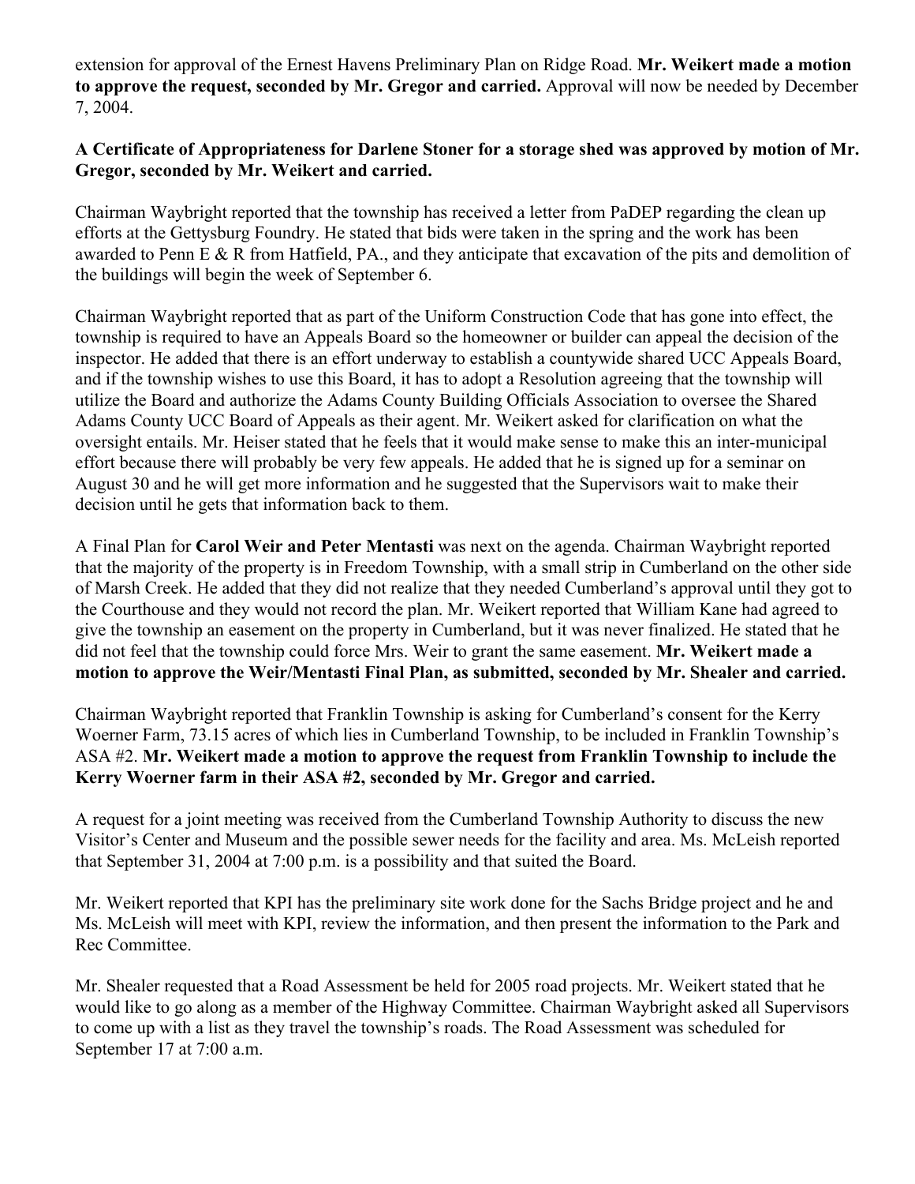extension for approval of the Ernest Havens Preliminary Plan on Ridge Road. **Mr. Weikert made a motion to approve the request, seconded by Mr. Gregor and carried.** Approval will now be needed by December 7, 2004.

**A Certificate of Appropriateness for Darlene Stoner for a storage shed was approved by motion of Mr. Gregor, seconded by Mr. Weikert and carried.**

Chairman Waybright reported that the township has received a letter from PaDEP regarding the clean up efforts at the Gettysburg Foundry. He stated that bids were taken in the spring and the work has been awarded to Penn E & R from Hatfield, PA., and they anticipate that excavation of the pits and demolition of the buildings will begin the week of September 6.

Chairman Waybright reported that as part of the Uniform Construction Code that has gone into effect, the township is required to have an Appeals Board so the homeowner or builder can appeal the decision of the inspector. He added that there is an effort underway to establish a countywide shared UCC Appeals Board, and if the township wishes to use this Board, it has to adopt a Resolution agreeing that the township will utilize the Board and authorize the Adams County Building Officials Association to oversee the Shared Adams County UCC Board of Appeals as their agent. Mr. Weikert asked for clarification on what the oversight entails. Mr. Heiser stated that he feels that it would make sense to make this an inter-municipal effort because there will probably be very few appeals. He added that he is signed up for a seminar on August 30 and he will get more information and he suggested that the Supervisors wait to make their decision until he gets that information back to them.

A Final Plan for **Carol Weir and Peter Mentasti** was next on the agenda. Chairman Waybright reported that the majority of the property is in Freedom Township, with a small strip in Cumberland on the other side of Marsh Creek. He added that they did not realize that they needed Cumberland's approval until they got to the Courthouse and they would not record the plan. Mr. Weikert reported that William Kane had agreed to give the township an easement on the property in Cumberland, but it was never finalized. He stated that he did not feel that the township could force Mrs. Weir to grant the same easement. **Mr. Weikert made a motion to approve the Weir/Mentasti Final Plan, as submitted, seconded by Mr. Shealer and carried.**

Chairman Waybright reported that Franklin Township is asking for Cumberland's consent for the Kerry Woerner Farm, 73.15 acres of which lies in Cumberland Township, to be included in Franklin Township's ASA #2. **Mr. Weikert made a motion to approve the request from Franklin Township to include the Kerry Woerner farm in their ASA #2, seconded by Mr. Gregor and carried.**

A request for a joint meeting was received from the Cumberland Township Authority to discuss the new Visitor's Center and Museum and the possible sewer needs for the facility and area. Ms. McLeish reported that September 31, 2004 at 7:00 p.m. is a possibility and that suited the Board.

Mr. Weikert reported that KPI has the preliminary site work done for the Sachs Bridge project and he and Ms. McLeish will meet with KPI, review the information, and then present the information to the Park and Rec Committee.

Mr. Shealer requested that a Road Assessment be held for 2005 road projects. Mr. Weikert stated that he would like to go along as a member of the Highway Committee. Chairman Waybright asked all Supervisors to come up with a list as they travel the township's roads. The Road Assessment was scheduled for September 17 at 7:00 a.m.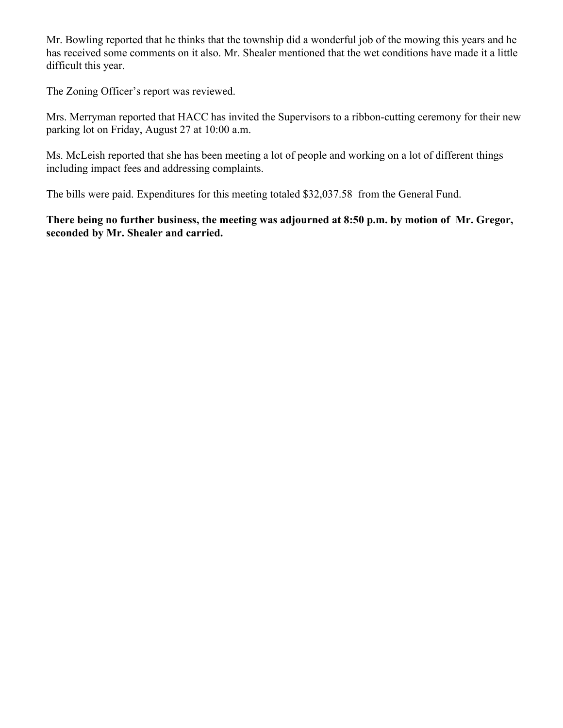Mr. Bowling reported that he thinks that the township did a wonderful job of the mowing this years and he has received some comments on it also. Mr. Shealer mentioned that the wet conditions have made it a little difficult this year.

The Zoning Officer's report was reviewed.

Mrs. Merryman reported that HACC has invited the Supervisors to a ribbon-cutting ceremony for their new parking lot on Friday, August 27 at 10:00 a.m.

Ms. McLeish reported that she has been meeting a lot of people and working on a lot of different things including impact fees and addressing complaints.

The bills were paid. Expenditures for this meeting totaled $32,037.58 from the General Fund.

**There being no further business, the meeting was adjourned at 8:50 p.m. by motion of Mr. Gregor, seconded by Mr. Shealer and carried.**